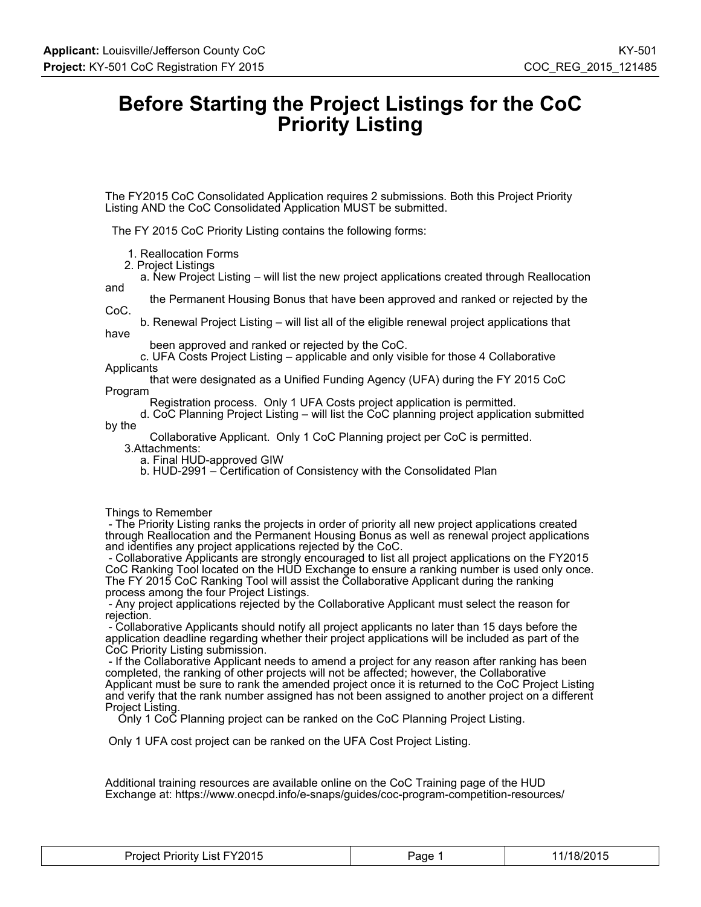# Before Starting the Project Listings for the CoC Priority Listing

The FY2015 CoC Consolidated Application requires 2 submissions. Both this Project Priority Listing AND the CoC Consolidated Application MUST be submitted.

The FY 2015 CoC Priority Listing contains the following forms:

1. Reallocation Forms
2. Project Listings
   a. New Project Listing – will list the new project applications created through Reallocation and the Permanent Housing Bonus that have been approved and ranked or rejected by the CoC.
   b. Renewal Project Listing – will list all of the eligible renewal project applications that have been approved and ranked or rejected by the CoC.
   c. UFA Costs Project Listing – applicable and only visible for those 4 Collaborative Applicants that were designated as a Unified Funding Agency (UFA) during the FY 2015 CoC Program Registration process. Only 1 UFA Costs project application is permitted.
   d. CoC Planning Project Listing – will list the CoC planning project application submitted by the Collaborative Applicant. Only 1 CoC Planning project per CoC is permitted.
3. Attachments:
   a. Final HUD-approved GIW
   b. HUD-2991 – Certification of Consistency with the Consolidated Plan

Things to Remember

- The Priority Listing ranks the projects in order of priority all new project applications created through Reallocation and the Permanent Housing Bonus as well as renewal project applications and identifies any project applications rejected by the CoC.
- Collaborative Applicants are strongly encouraged to list all project applications on the FY2015 CoC Ranking Tool located on the HUD Exchange to ensure a ranking number is used only once. The FY 2015 CoC Ranking Tool will assist the Collaborative Applicant during the ranking process among the four Project Listings.
- Any project applications rejected by the Collaborative Applicant must select the reason for rejection.
- Collaborative Applicants should notify all project applicants no later than 15 days before the application deadline regarding whether their project applications will be included as part of the CoC Priority Listing submission.
- If the Collaborative Applicant needs to amend a project for any reason after ranking has been completed, the ranking of other projects will not be affected; however, the Collaborative Applicant must be sure to rank the amended project once it is returned to the CoC Project Listing and verify that the rank number assigned has not been assigned to another project on a different Project Listing.

Only 1 CoC Planning project can be ranked on the CoC Planning Project Listing.

Only 1 UFA cost project can be ranked on the UFA Cost Project Listing.

Additional training resources are available online on the CoC Training page of the HUD Exchange at: https://www.onecpd.info/e-snaps/guides/coc-program-competition-resources/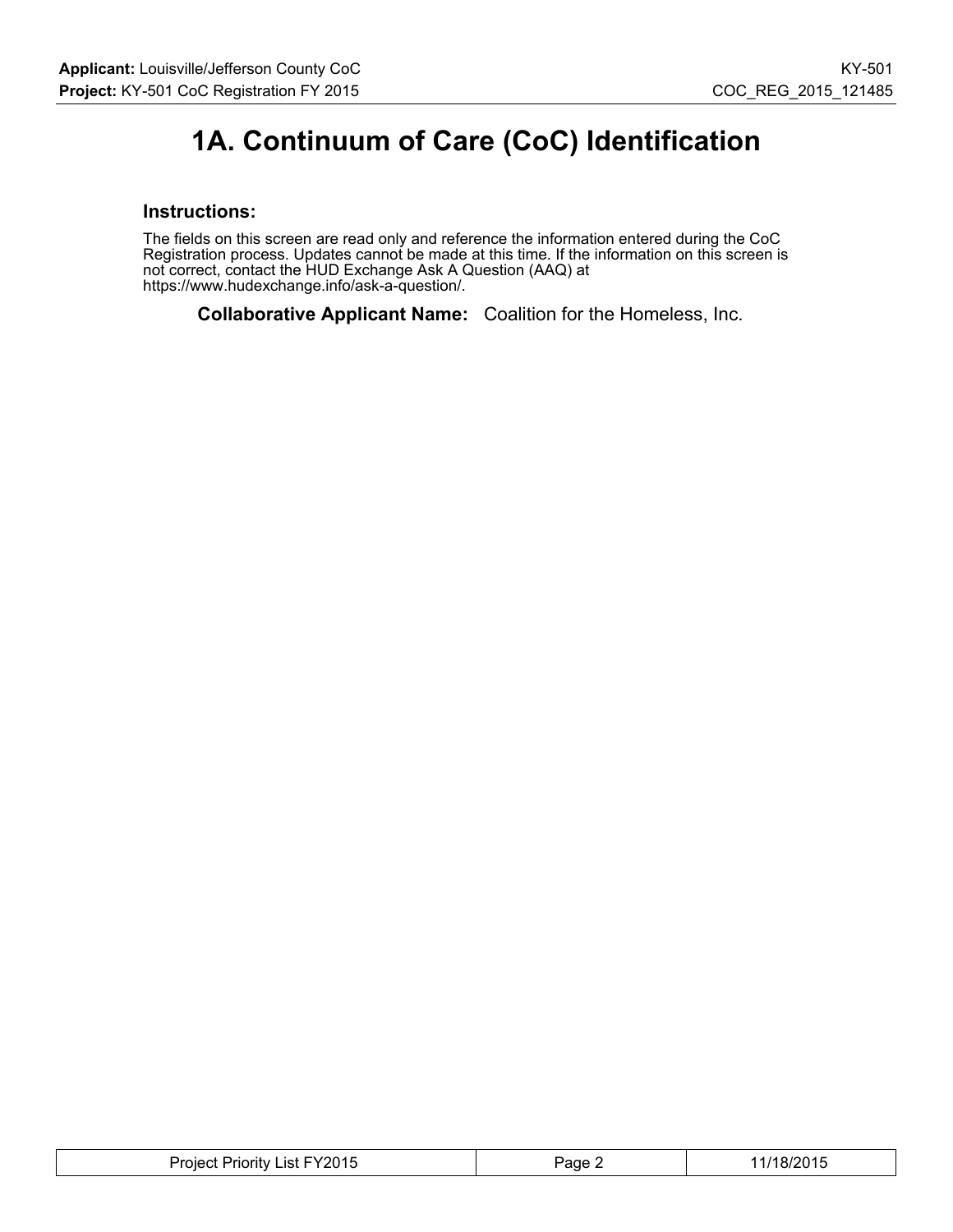# 1A. Continuum of Care (CoC) Identification

### Instructions:

The fields on this screen are read only and reference the information entered during the CoC Registration process. Updates cannot be made at this time. If the information on this screen is not correct, contact the HUD Exchange Ask A Question (AAQ) at https://www.hudexchange.info/ask-a-question/.

**Collaborative Applicant Name:** Coalition for the Homeless, Inc.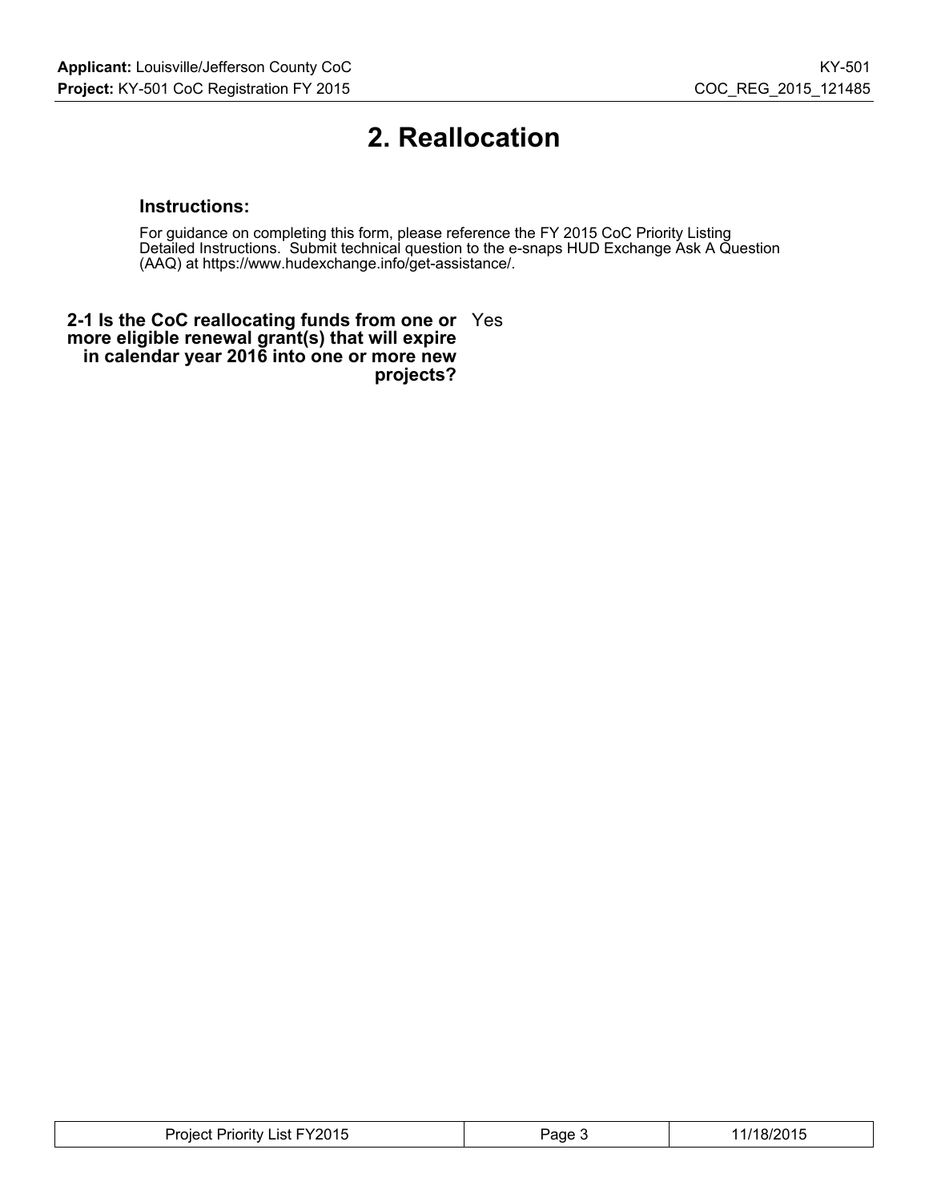# 2. Reallocation

### Instructions:

For guidance on completing this form, please reference the FY 2015 CoC Priority Listing Detailed Instructions. Submit technical question to the e-snaps HUD Exchange Ask A Question (AAQ) at https://www.hudexchange.info/get-assistance/.

**2-1 Is the CoC reallocating funds from one or more eligible renewal grant(s) that will expire in calendar year 2016 into one or more new projects?** Yes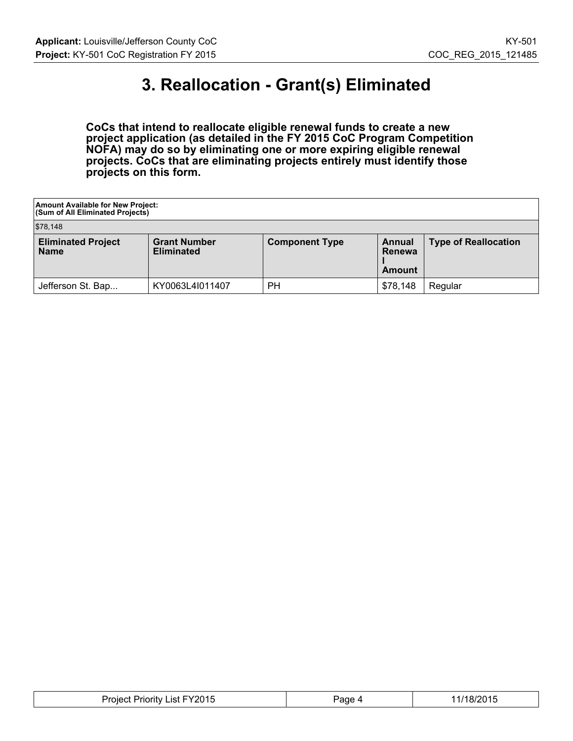# 3. Reallocation - Grant(s) Eliminated

**CoCs that intend to reallocate eligible renewal funds to create a new project application (as detailed in the FY 2015 CoC Program Competition NOFA) may do so by eliminating one or more expiring eligible renewal projects. CoCs that are eliminating projects entirely must identify those projects on this form.**

| Amount Available for New Project: (Sum of All Eliminated Projects) | | | | |
|---|---|---|---|---|
| $78,148 | | | | |
| **Eliminated Project Name** | **Grant Number Eliminated** | **Component Type** | **Annual Renewal Amount** | **Type of Reallocation** |
| Jefferson St. Bap... | KY0063L4I011407 | PH | $78,148 | Regular |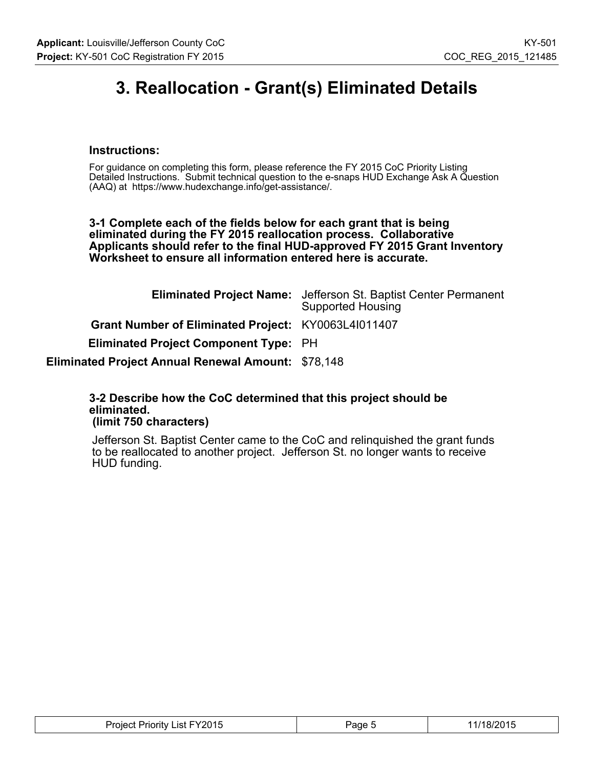# 3. Reallocation - Grant(s) Eliminated Details

### Instructions:

For guidance on completing this form, please reference the FY 2015 CoC Priority Listing Detailed Instructions. Submit technical question to the e-snaps HUD Exchange Ask A Question (AAQ) at https://www.hudexchange.info/get-assistance/.

**3-1 Complete each of the fields below for each grant that is being eliminated during the FY 2015 reallocation process. Collaborative Applicants should refer to the final HUD-approved FY 2015 Grant Inventory Worksheet to ensure all information entered here is accurate.**

**Eliminated Project Name:** Jefferson St. Baptist Center Permanent Supported Housing

**Grant Number of Eliminated Project:** KY0063L4I011407

**Eliminated Project Component Type:** PH

**Eliminated Project Annual Renewal Amount:** $78,148

**3-2 Describe how the CoC determined that this project should be eliminated. (limit 750 characters)**

Jefferson St. Baptist Center came to the CoC and relinquished the grant funds to be reallocated to another project. Jefferson St. no longer wants to receive HUD funding.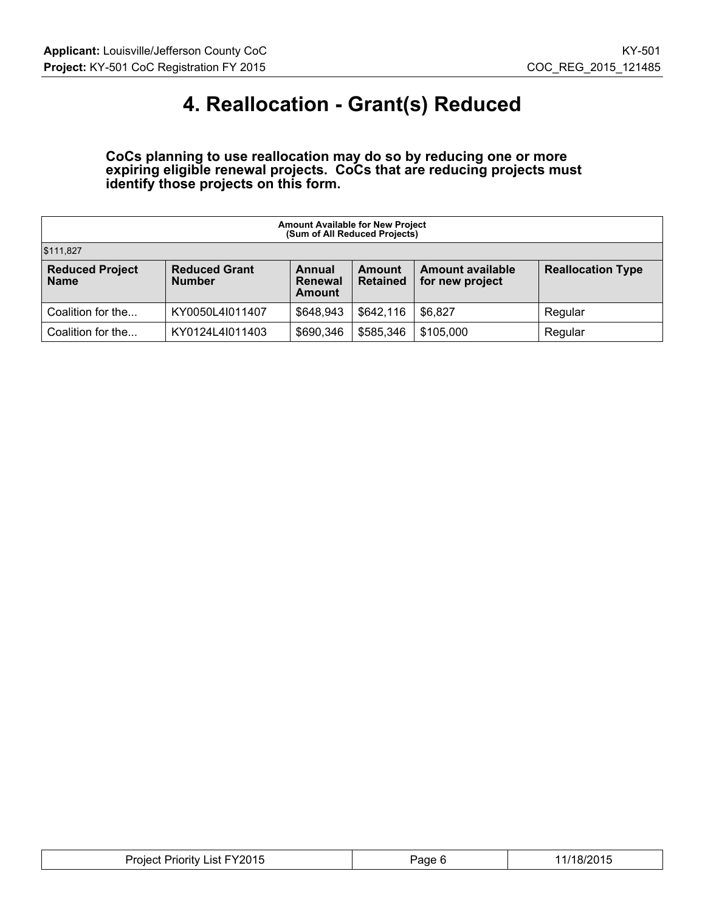# 4. Reallocation - Grant(s) Reduced

**CoCs planning to use reallocation may do so by reducing one or more expiring eligible renewal projects. CoCs that are reducing projects must identify those projects on this form.**

| Amount Available for New Project (Sum of All Reduced Projects) | | | | | |
|---|---|---|---|---|---|
| $111,827 | | | | | |
| **Reduced Project Name** | **Reduced Grant Number** | **Annual Renewal Amount** | **Amount Retained** | **Amount available for new project** | **Reallocation Type** |
| Coalition for the... | KY0050L4I011407 | $648,943 | $642,116 | $6,827 | Regular |
| Coalition for the... | KY0124L4I011403 | $690,346 | $585,346 | $105,000 | Regular |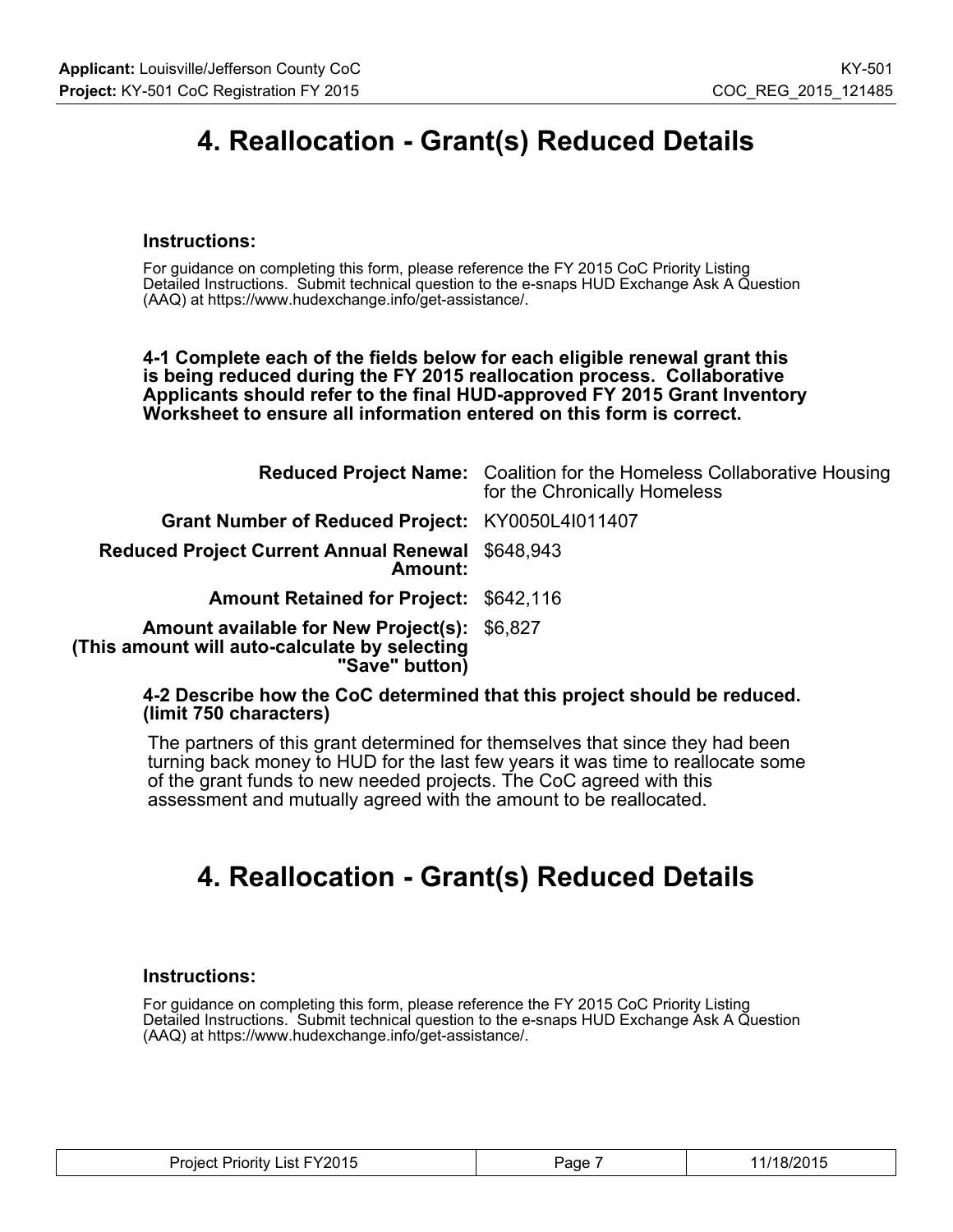# 4. Reallocation - Grant(s) Reduced Details

### Instructions:

For guidance on completing this form, please reference the FY 2015 CoC Priority Listing Detailed Instructions. Submit technical question to the e-snaps HUD Exchange Ask A Question (AAQ) at https://www.hudexchange.info/get-assistance/.

**4-1 Complete each of the fields below for each eligible renewal grant this is being reduced during the FY 2015 reallocation process. Collaborative Applicants should refer to the final HUD-approved FY 2015 Grant Inventory Worksheet to ensure all information entered on this form is correct.**

| | |
|---|---|
| **Reduced Project Name:** | Coalition for the Homeless Collaborative Housing for the Chronically Homeless |
| **Grant Number of Reduced Project:** | KY0050L4I011407 |
| **Reduced Project Current Annual Renewal Amount:** | $648,943 |
| **Amount Retained for Project:** | $642,116 |
| **Amount available for New Project(s): (This amount will auto-calculate by selecting "Save" button)** | $6,827 |

**4-2 Describe how the CoC determined that this project should be reduced. (limit 750 characters)**

The partners of this grant determined for themselves that since they had been turning back money to HUD for the last few years it was time to reallocate some of the grant funds to new needed projects. The CoC agreed with this assessment and mutually agreed with the amount to be reallocated.

# 4. Reallocation - Grant(s) Reduced Details

### Instructions:

For guidance on completing this form, please reference the FY 2015 CoC Priority Listing Detailed Instructions. Submit technical question to the e-snaps HUD Exchange Ask A Question (AAQ) at https://www.hudexchange.info/get-assistance/.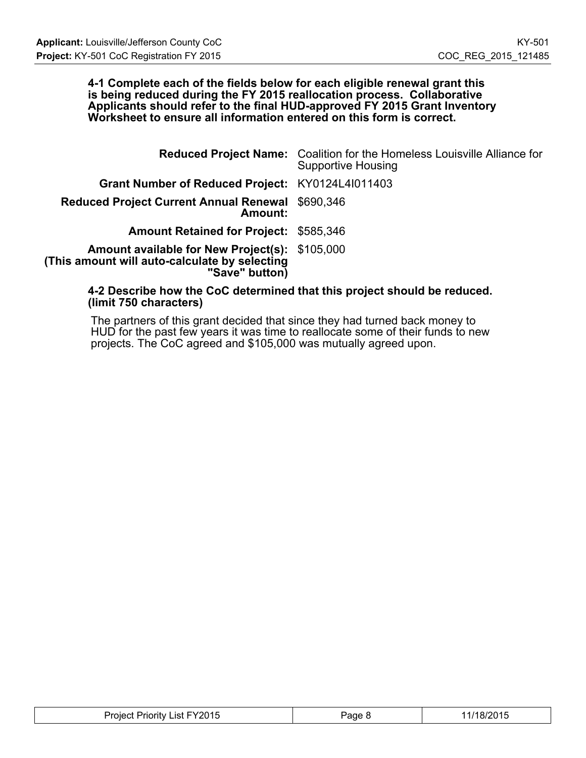**4-1 Complete each of the fields below for each eligible renewal grant this is being reduced during the FY 2015 reallocation process. Collaborative Applicants should refer to the final HUD-approved FY 2015 Grant Inventory Worksheet to ensure all information entered on this form is correct.**

| | |
|---|---|
| **Reduced Project Name:** | Coalition for the Homeless Louisville Alliance for Supportive Housing |
| **Grant Number of Reduced Project:** | KY0124L4I011403 |
| **Reduced Project Current Annual Renewal Amount:** | $690,346 |
| **Amount Retained for Project:** | $585,346 |
| **Amount available for New Project(s): (This amount will auto-calculate by selecting "Save" button)** | $105,000 |

**4-2 Describe how the CoC determined that this project should be reduced. (limit 750 characters)**

The partners of this grant decided that since they had turned back money to HUD for the past few years it was time to reallocate some of their funds to new projects. The CoC agreed and $105,000 was mutually agreed upon.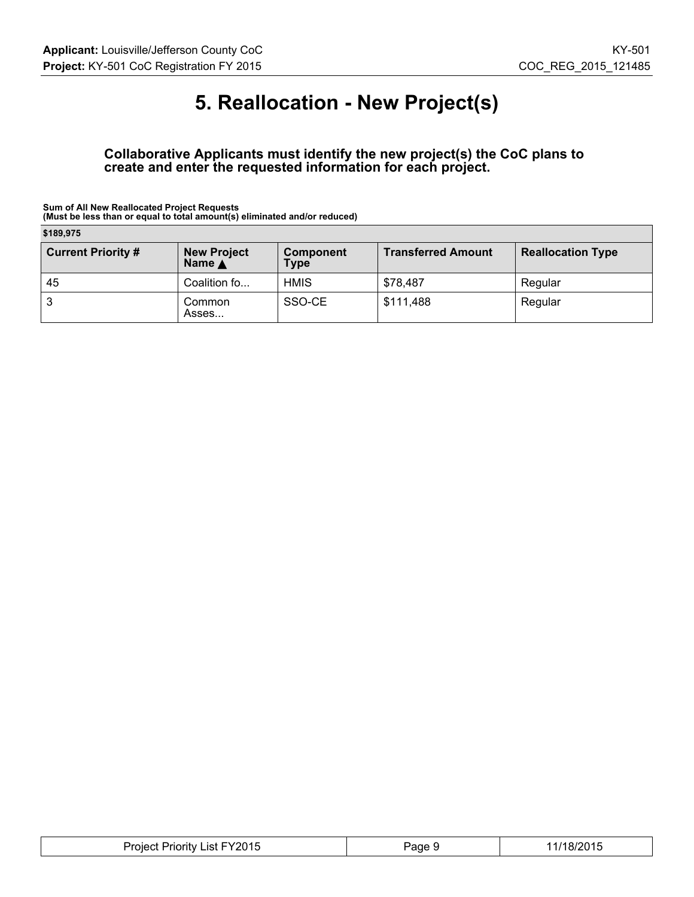# 5. Reallocation - New Project(s)

**Collaborative Applicants must identify the new project(s) the CoC plans to create and enter the requested information for each project.**

**Sum of All New Reallocated Project Requests**
**(Must be less than or equal to total amount(s) eliminated and/or reduced)**

| $189,975 | | | | |
|---|---|---|---|---|
| **Current Priority #** | **New Project Name ▲** | **Component Type** | **Transferred Amount** | **Reallocation Type** |
| 45 | Coalition fo... | HMIS | $78,487 | Regular |
| 3 | Common Asses... | SSO-CE | $111,488 | Regular |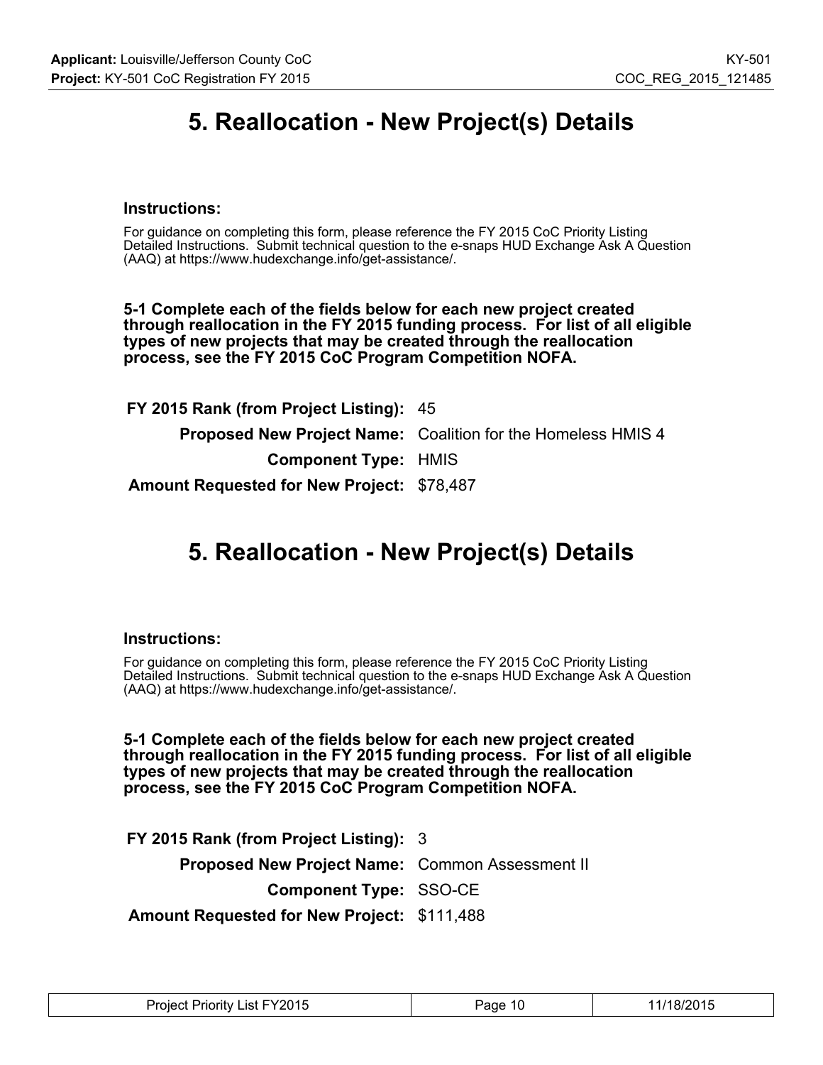# 5. Reallocation - New Project(s) Details

### Instructions:

For guidance on completing this form, please reference the FY 2015 CoC Priority Listing Detailed Instructions. Submit technical question to the e-snaps HUD Exchange Ask A Question (AAQ) at https://www.hudexchange.info/get-assistance/.

**5-1 Complete each of the fields below for each new project created through reallocation in the FY 2015 funding process. For list of all eligible types of new projects that may be created through the reallocation process, see the FY 2015 CoC Program Competition NOFA.**

**FY 2015 Rank (from Project Listing):** 45

**Proposed New Project Name:** Coalition for the Homeless HMIS 4

**Component Type:** HMIS

**Amount Requested for New Project:** $78,487

# 5. Reallocation - New Project(s) Details

### Instructions:

For guidance on completing this form, please reference the FY 2015 CoC Priority Listing Detailed Instructions. Submit technical question to the e-snaps HUD Exchange Ask A Question (AAQ) at https://www.hudexchange.info/get-assistance/.

**5-1 Complete each of the fields below for each new project created through reallocation in the FY 2015 funding process. For list of all eligible types of new projects that may be created through the reallocation process, see the FY 2015 CoC Program Competition NOFA.**

**FY 2015 Rank (from Project Listing):** 3

**Proposed New Project Name:** Common Assessment II

**Component Type:** SSO-CE

**Amount Requested for New Project:** $111,488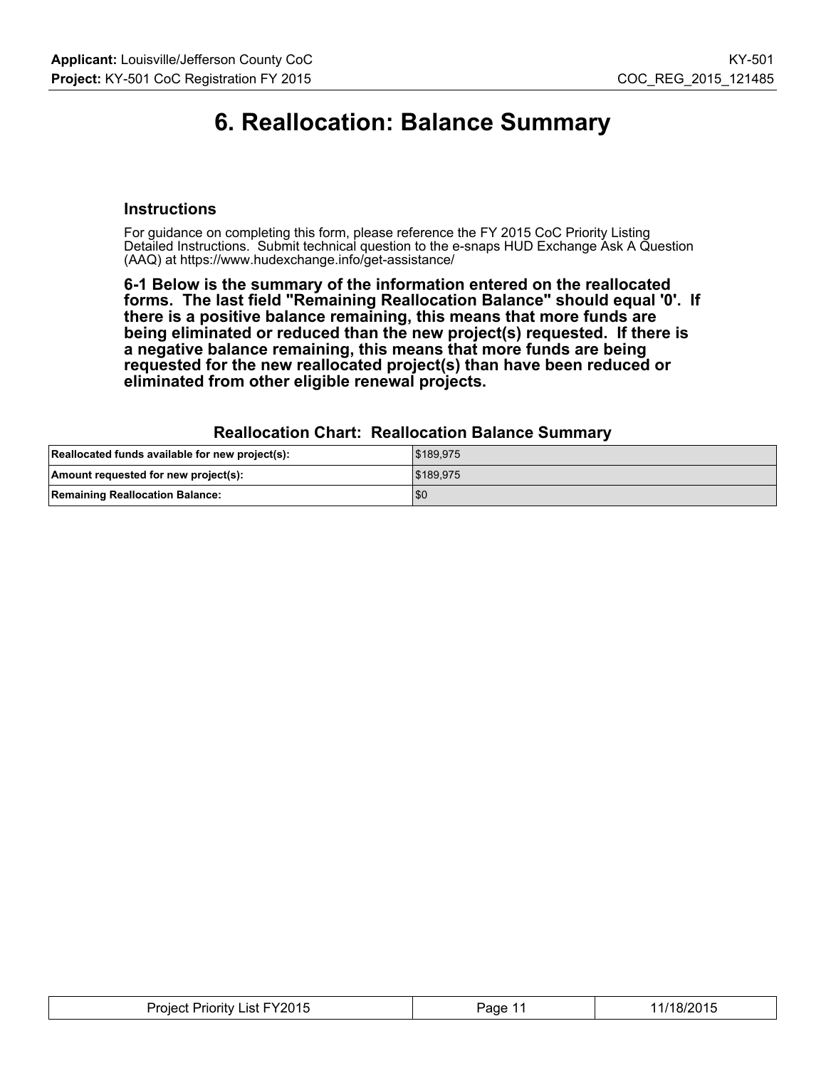# 6. Reallocation: Balance Summary

### Instructions

For guidance on completing this form, please reference the FY 2015 CoC Priority Listing Detailed Instructions. Submit technical question to the e-snaps HUD Exchange Ask A Question (AAQ) at https://www.hudexchange.info/get-assistance/

**6-1 Below is the summary of the information entered on the reallocated forms. The last field "Remaining Reallocation Balance" should equal '0'. If there is a positive balance remaining, this means that more funds are being eliminated or reduced than the new project(s) requested. If there is a negative balance remaining, this means that more funds are being requested for the new reallocated project(s) than have been reduced or eliminated from other eligible renewal projects.**

### Reallocation Chart: Reallocation Balance Summary

| | |
|---|---|
| **Reallocated funds available for new project(s):** | $189,975 |
| **Amount requested for new project(s):** | $189,975 |
| **Remaining Reallocation Balance:** | $0 |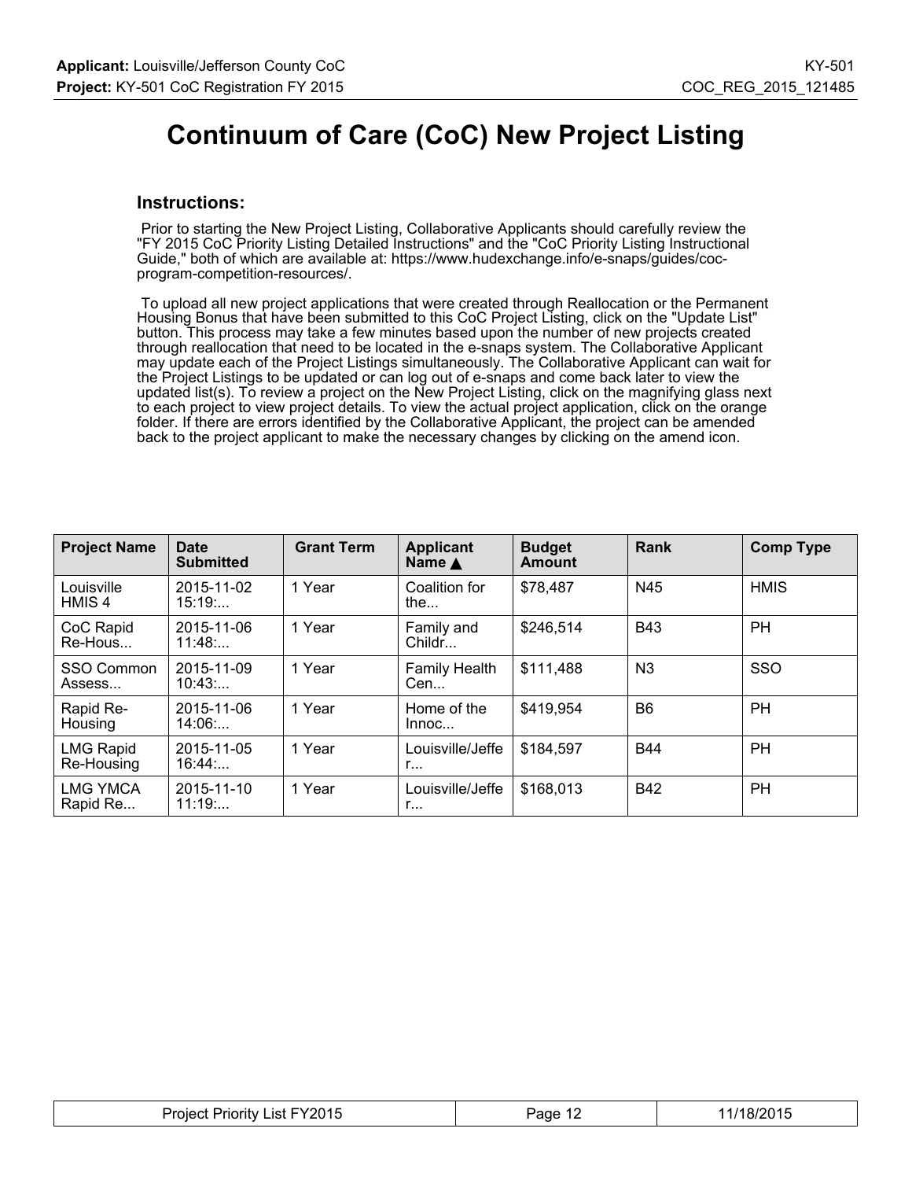# Continuum of Care (CoC) New Project Listing

## Instructions:

Prior to starting the New Project Listing, Collaborative Applicants should carefully review the "FY 2015 CoC Priority Listing Detailed Instructions" and the "CoC Priority Listing Instructional Guide," both of which are available at: https://www.hudexchange.info/e-snaps/guides/coc-program-competition-resources/.

To upload all new project applications that were created through Reallocation or the Permanent Housing Bonus that have been submitted to this CoC Project Listing, click on the "Update List" button. This process may take a few minutes based upon the number of new projects created through reallocation that need to be located in the e-snaps system. The Collaborative Applicant may update each of the Project Listings simultaneously. The Collaborative Applicant can wait for the Project Listings to be updated or can log out of e-snaps and come back later to view the updated list(s). To review a project on the New Project Listing, click on the magnifying glass next to each project to view project details. To view the actual project application, click on the orange folder. If there are errors identified by the Collaborative Applicant, the project can be amended back to the project applicant to make the necessary changes by clicking on the amend icon.

| Project Name | Date Submitted | Grant Term | Applicant Name ▲ | Budget Amount | Rank | Comp Type |
|---|---|---|---|---|---|---|
| Louisville HMIS 4 | 2015-11-02 15:19:... | 1 Year | Coalition for the... | $78,487 | N45 | HMIS |
| CoC Rapid Re-Hous... | 2015-11-06 11:48:... | 1 Year | Family and Childr... | $246,514 | B43 | PH |
| SSO Common Assess... | 2015-11-09 10:43:... | 1 Year | Family Health Cen... | $111,488 | N3 | SSO |
| Rapid Re-Housing | 2015-11-06 14:06:... | 1 Year | Home of the Innoc... | $419,954 | B6 | PH |
| LMG Rapid Re-Housing | 2015-11-05 16:44:... | 1 Year | Louisville/Jeffer... | $184,597 | B44 | PH |
| LMG YMCA Rapid Re... | 2015-11-10 11:19:... | 1 Year | Louisville/Jeffer... | $168,013 | B42 | PH |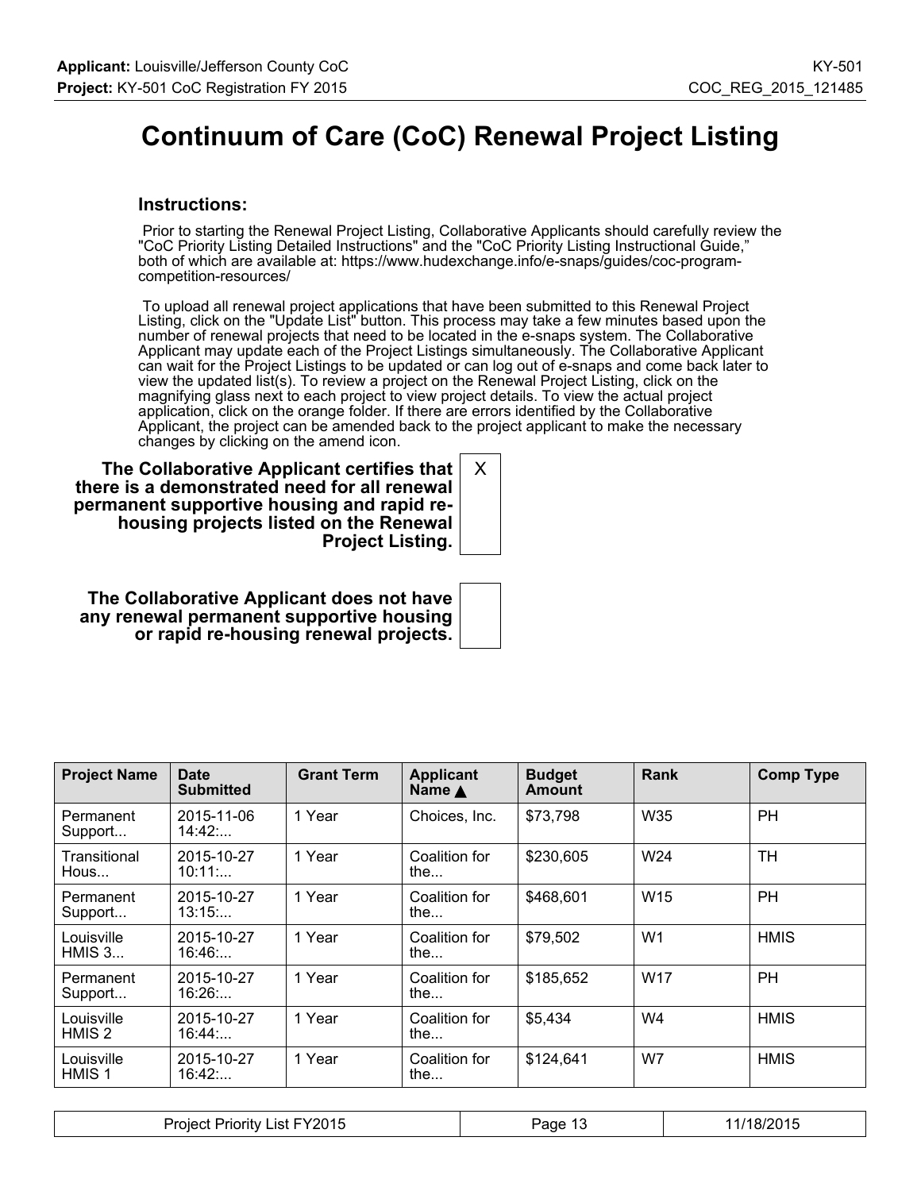# Continuum of Care (CoC) Renewal Project Listing

### Instructions:

Prior to starting the Renewal Project Listing, Collaborative Applicants should carefully review the "CoC Priority Listing Detailed Instructions" and the "CoC Priority Listing Instructional Guide," both of which are available at: https://www.hudexchange.info/e-snaps/guides/coc-program-competition-resources/

To upload all renewal project applications that have been submitted to this Renewal Project Listing, click on the "Update List" button. This process may take a few minutes based upon the number of renewal projects that need to be located in the e-snaps system. The Collaborative Applicant may update each of the Project Listings simultaneously. The Collaborative Applicant can wait for the Project Listings to be updated or can log out of e-snaps and come back later to view the updated list(s). To review a project on the Renewal Project Listing, click on the magnifying glass next to each project to view project details. To view the actual project application, click on the orange folder. If there are errors identified by the Collaborative Applicant, the project can be amended back to the project applicant to make the necessary changes by clicking on the amend icon.

**The Collaborative Applicant certifies that there is a demonstrated need for all renewal permanent supportive housing and rapid re-housing projects listed on the Renewal Project Listing.** X

**The Collaborative Applicant does not have any renewal permanent supportive housing or rapid re-housing renewal projects.**

| Project Name | Date Submitted | Grant Term | Applicant Name ▲ | Budget Amount | Rank | Comp Type |
|---|---|---|---|---|---|---|
| Permanent Support... | 2015-11-06 14:42:... | 1 Year | Choices, Inc. | $73,798 | W35 | PH |
| Transitional Hous... | 2015-10-27 10:11:... | 1 Year | Coalition for the... | $230,605 | W24 | TH |
| Permanent Support... | 2015-10-27 13:15:... | 1 Year | Coalition for the... | $468,601 | W15 | PH |
| Louisville HMIS 3... | 2015-10-27 16:46:... | 1 Year | Coalition for the... | $79,502 | W1 | HMIS |
| Permanent Support... | 2015-10-27 16:26:... | 1 Year | Coalition for the... | $185,652 | W17 | PH |
| Louisville HMIS 2 | 2015-10-27 16:44:... | 1 Year | Coalition for the... | $5,434 | W4 | HMIS |
| Louisville HMIS 1 | 2015-10-27 16:42:... | 1 Year | Coalition for the... | $124,641 | W7 | HMIS |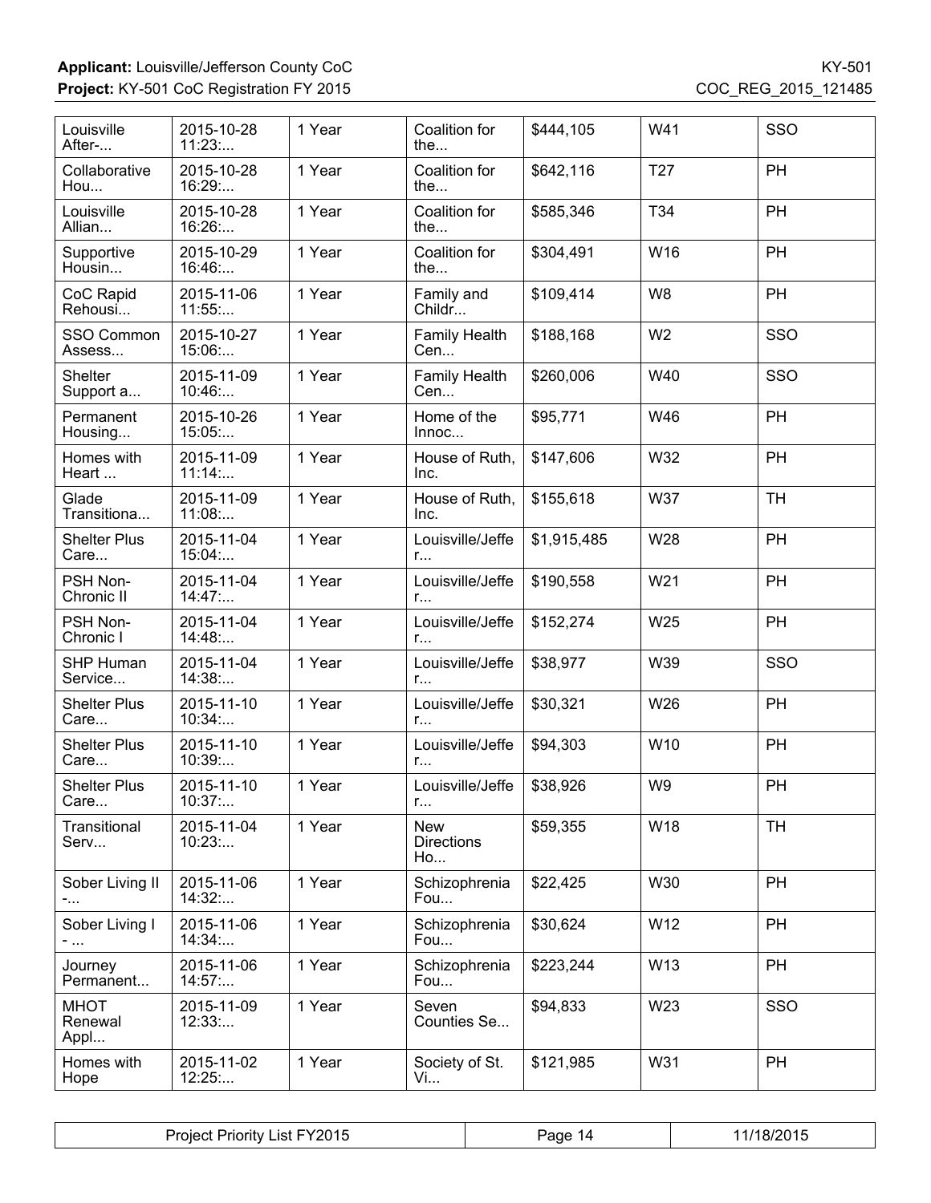| | | | | | | |
|---|---|---|---|---|---|---|
| Louisville After-... | 2015-10-28 11:23:... | 1 Year | Coalition for the... | $444,105 | W41 | SSO |
| Collaborative Hou... | 2015-10-28 16:29:... | 1 Year | Coalition for the... | $642,116 | T27 | PH |
| Louisville Allian... | 2015-10-28 16:26:... | 1 Year | Coalition for the... | $585,346 | T34 | PH |
| Supportive Housin... | 2015-10-29 16:46:... | 1 Year | Coalition for the... | $304,491 | W16 | PH |
| CoC Rapid Rehousi... | 2015-11-06 11:55:... | 1 Year | Family and Childr... | $109,414 | W8 | PH |
| SSO Common Assess... | 2015-10-27 15:06:... | 1 Year | Family Health Cen... | $188,168 | W2 | SSO |
| Shelter Support a... | 2015-11-09 10:46:... | 1 Year | Family Health Cen... | $260,006 | W40 | SSO |
| Permanent Housing... | 2015-10-26 15:05:... | 1 Year | Home of the Innoc... | $95,771 | W46 | PH |
| Homes with Heart ... | 2015-11-09 11:14:... | 1 Year | House of Ruth, Inc. | $147,606 | W32 | PH |
| Glade Transitiona... | 2015-11-09 11:08:... | 1 Year | House of Ruth, Inc. | $155,618 | W37 | TH |
| Shelter Plus Care... | 2015-11-04 15:04:... | 1 Year | Louisville/Jeffer... | $1,915,485 | W28 | PH |
| PSH Non-Chronic II | 2015-11-04 14:47:... | 1 Year | Louisville/Jeffer... | $190,558 | W21 | PH |
| PSH Non-Chronic I | 2015-11-04 14:48:... | 1 Year | Louisville/Jeffer... | $152,274 | W25 | PH |
| SHP Human Service... | 2015-11-04 14:38:... | 1 Year | Louisville/Jeffer... | $38,977 | W39 | SSO |
| Shelter Plus Care... | 2015-11-10 10:34:... | 1 Year | Louisville/Jeffer... | $30,321 | W26 | PH |
| Shelter Plus Care... | 2015-11-10 10:39:... | 1 Year | Louisville/Jeffer... | $94,303 | W10 | PH |
| Shelter Plus Care... | 2015-11-10 10:37:... | 1 Year | Louisville/Jeffer... | $38,926 | W9 | PH |
| Transitional Serv... | 2015-11-04 10:23:... | 1 Year | New Directions Ho... | $59,355 | W18 | TH |
| Sober Living II -... | 2015-11-06 14:32:... | 1 Year | Schizophrenia Fou... | $22,425 | W30 | PH |
| Sober Living I - ... | 2015-11-06 14:34:... | 1 Year | Schizophrenia Fou... | $30,624 | W12 | PH |
| Journey Permanent... | 2015-11-06 14:57:... | 1 Year | Schizophrenia Fou... | $223,244 | W13 | PH |
| MHOT Renewal Appl... | 2015-11-09 12:33:... | 1 Year | Seven Counties Se... | $94,833 | W23 | SSO |
| Homes with Hope | 2015-11-02 12:25:... | 1 Year | Society of St. Vi... | $121,985 | W31 | PH |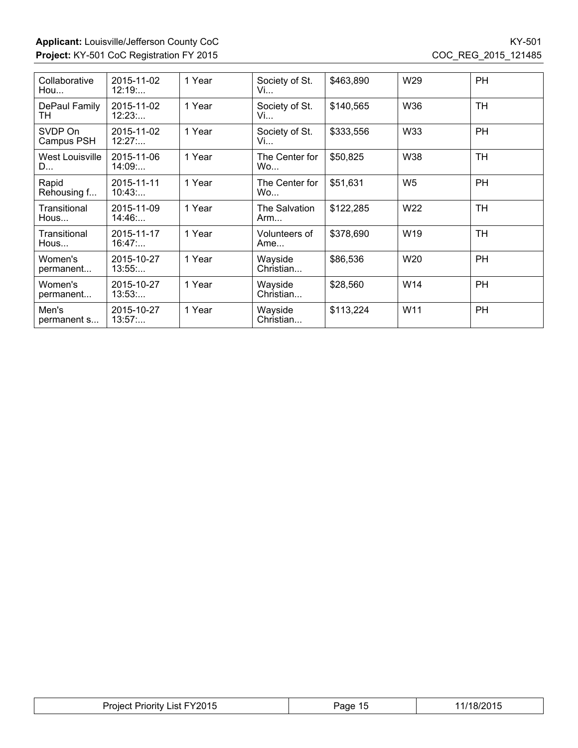| | | | | | | |
|---|---|---|---|---|---|---|
| Collaborative Hou... | 2015-11-02 12:19:... | 1 Year | Society of St. Vi... | $463,890 | W29 | PH |
| DePaul Family TH | 2015-11-02 12:23:... | 1 Year | Society of St. Vi... | $140,565 | W36 | TH |
| SVDP On Campus PSH | 2015-11-02 12:27:... | 1 Year | Society of St. Vi... | $333,556 | W33 | PH |
| West Louisville D... | 2015-11-06 14:09:... | 1 Year | The Center for Wo... | $50,825 | W38 | TH |
| Rapid Rehousing f... | 2015-11-11 10:43:... | 1 Year | The Center for Wo... | $51,631 | W5 | PH |
| Transitional Hous... | 2015-11-09 14:46:... | 1 Year | The Salvation Arm... | $122,285 | W22 | TH |
| Transitional Hous... | 2015-11-17 16:47:... | 1 Year | Volunteers of Ame... | $378,690 | W19 | TH |
| Women's permanent... | 2015-10-27 13:55:... | 1 Year | Wayside Christian... | $86,536 | W20 | PH |
| Women's permanent... | 2015-10-27 13:53:... | 1 Year | Wayside Christian... | $28,560 | W14 | PH |
| Men's permanent s... | 2015-10-27 13:57:... | 1 Year | Wayside Christian... | $113,224 | W11 | PH |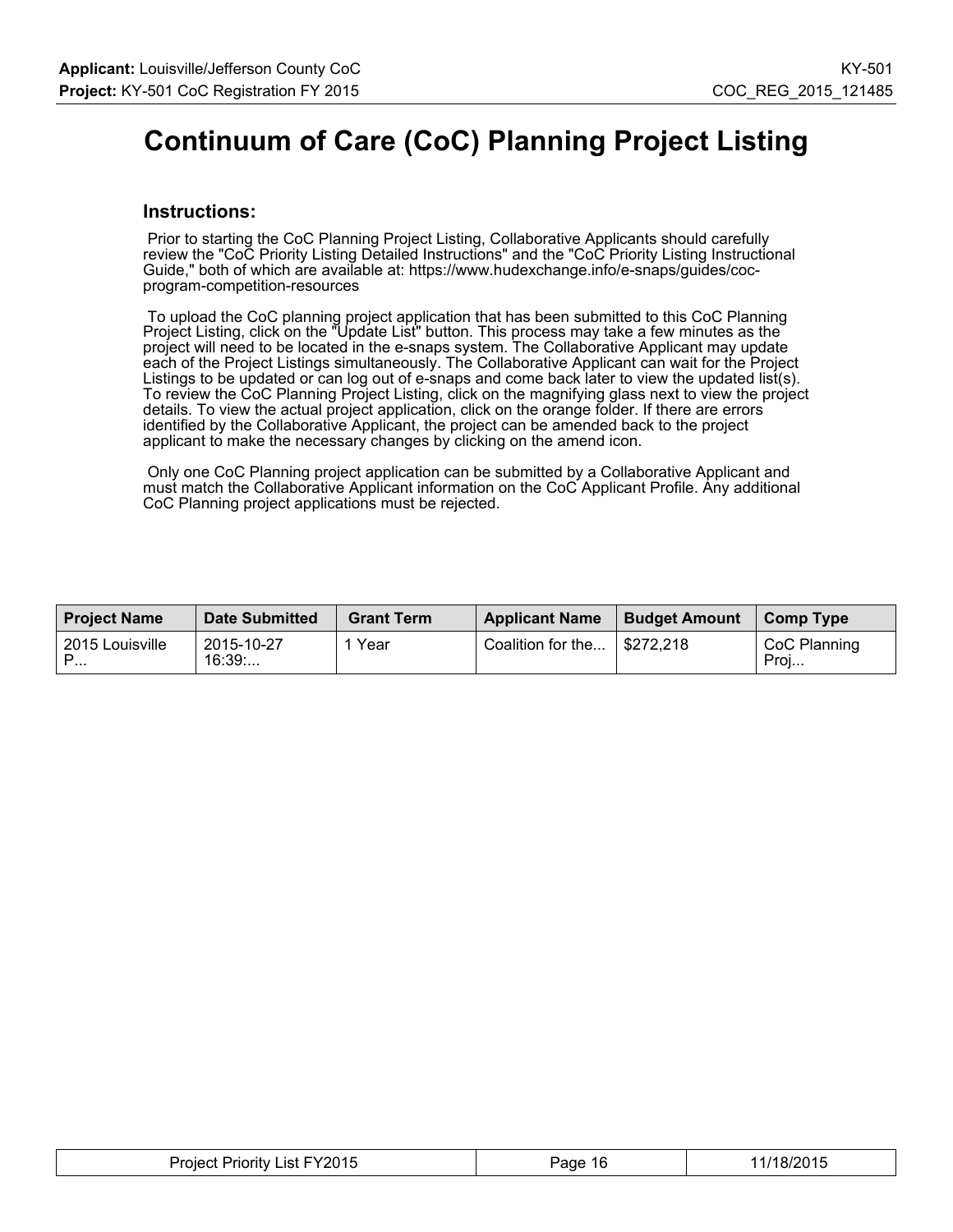# Continuum of Care (CoC) Planning Project Listing

## Instructions:

Prior to starting the CoC Planning Project Listing, Collaborative Applicants should carefully review the "CoC Priority Listing Detailed Instructions" and the "CoC Priority Listing Instructional Guide," both of which are available at: https://www.hudexchange.info/e-snaps/guides/coc-program-competition-resources

To upload the CoC planning project application that has been submitted to this CoC Planning Project Listing, click on the "Update List" button. This process may take a few minutes as the project will need to be located in the e-snaps system. The Collaborative Applicant may update each of the Project Listings simultaneously. The Collaborative Applicant can wait for the Project Listings to be updated or can log out of e-snaps and come back later to view the updated list(s). To review the CoC Planning Project Listing, click on the magnifying glass next to view the project details. To view the actual project application, click on the orange folder. If there are errors identified by the Collaborative Applicant, the project can be amended back to the project applicant to make the necessary changes by clicking on the amend icon.

Only one CoC Planning project application can be submitted by a Collaborative Applicant and must match the Collaborative Applicant information on the CoC Applicant Profile. Any additional CoC Planning project applications must be rejected.

| Project Name | Date Submitted | Grant Term | Applicant Name | Budget Amount | Comp Type |
|---|---|---|---|---|---|
| 2015 Louisville P... | 2015-10-27 16:39:... | 1 Year | Coalition for the... | $272,218 | CoC Planning Proj... |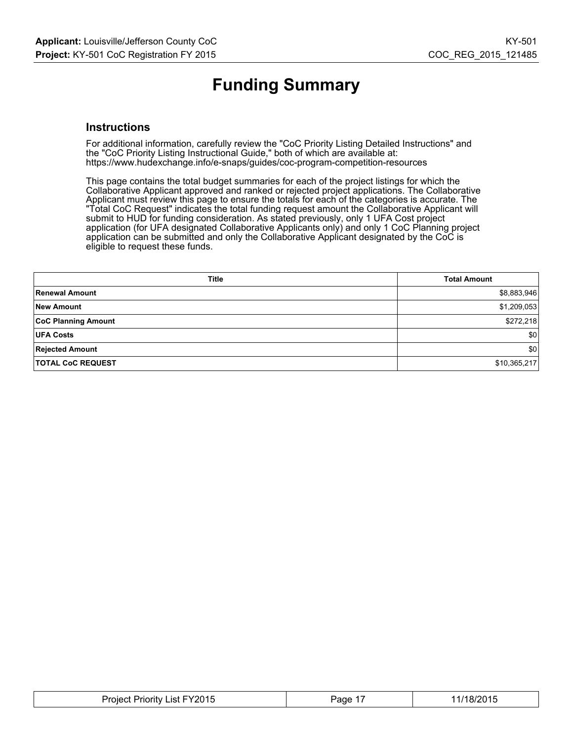# Funding Summary

## Instructions

For additional information, carefully review the "CoC Priority Listing Detailed Instructions" and the "CoC Priority Listing Instructional Guide," both of which are available at: https://www.hudexchange.info/e-snaps/guides/coc-program-competition-resources

This page contains the total budget summaries for each of the project listings for which the Collaborative Applicant approved and ranked or rejected project applications. The Collaborative Applicant must review this page to ensure the totals for each of the categories is accurate. The "Total CoC Request" indicates the total funding request amount the Collaborative Applicant will submit to HUD for funding consideration. As stated previously, only 1 UFA Cost project application (for UFA designated Collaborative Applicants only) and only 1 CoC Planning project application can be submitted and only the Collaborative Applicant designated by the CoC is eligible to request these funds.

| Title | Total Amount |
|---|---|
| **Renewal Amount** | $8,883,946 |
| **New Amount** | $1,209,053 |
| **CoC Planning Amount** | $272,218 |
| **UFA Costs** | $0 |
| **Rejected Amount** | $0 |
| **TOTAL CoC REQUEST** | $10,365,217 |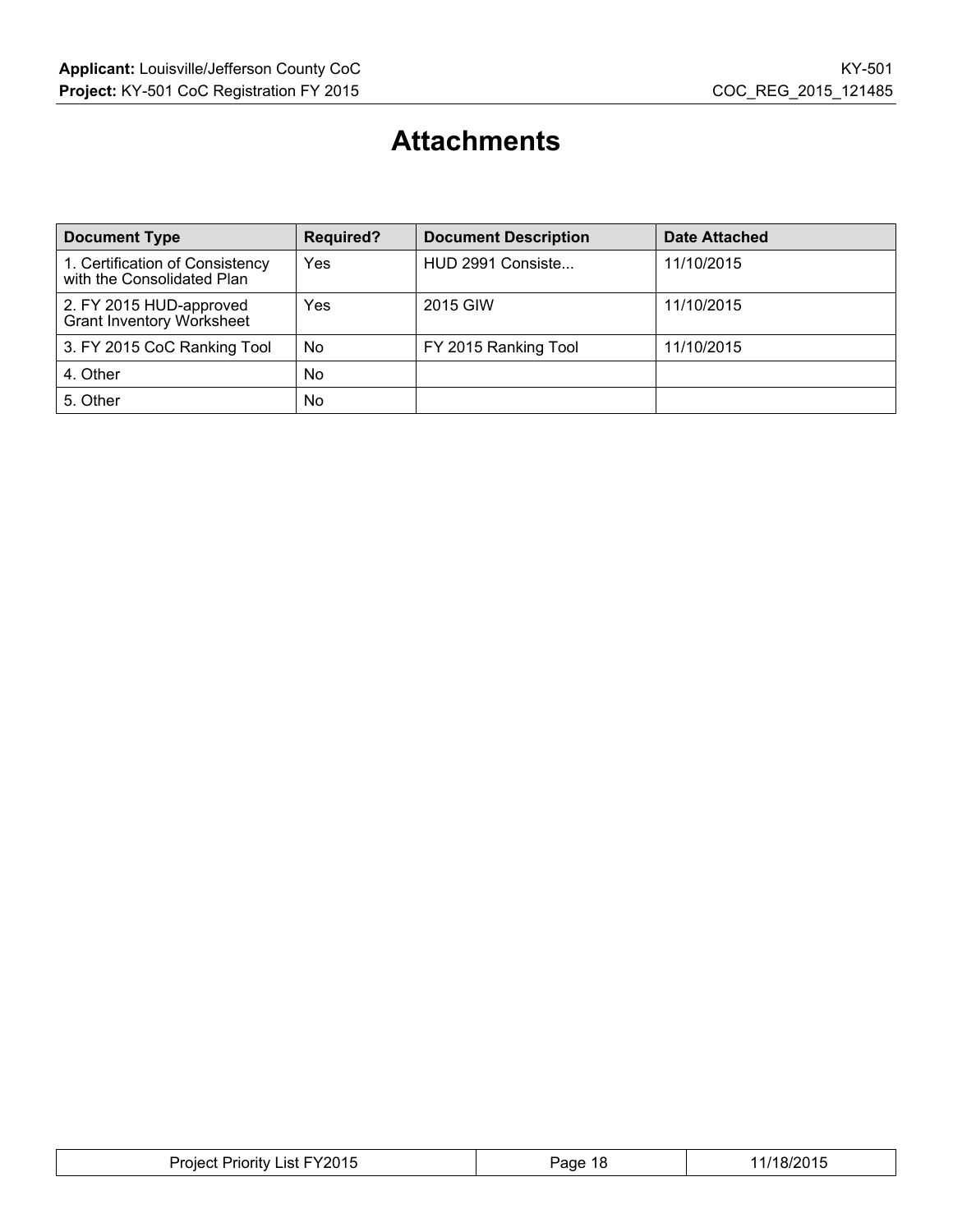# Attachments

| Document Type | Required? | Document Description | Date Attached |
|---|---|---|---|
| 1. Certification of Consistency with the Consolidated Plan | Yes | HUD 2991 Consiste... | 11/10/2015 |
| 2. FY 2015 HUD-approved Grant Inventory Worksheet | Yes | 2015 GIW | 11/10/2015 |
| 3. FY 2015 CoC Ranking Tool | No | FY 2015 Ranking Tool | 11/10/2015 |
| 4. Other | No | | |
| 5. Other | No | | |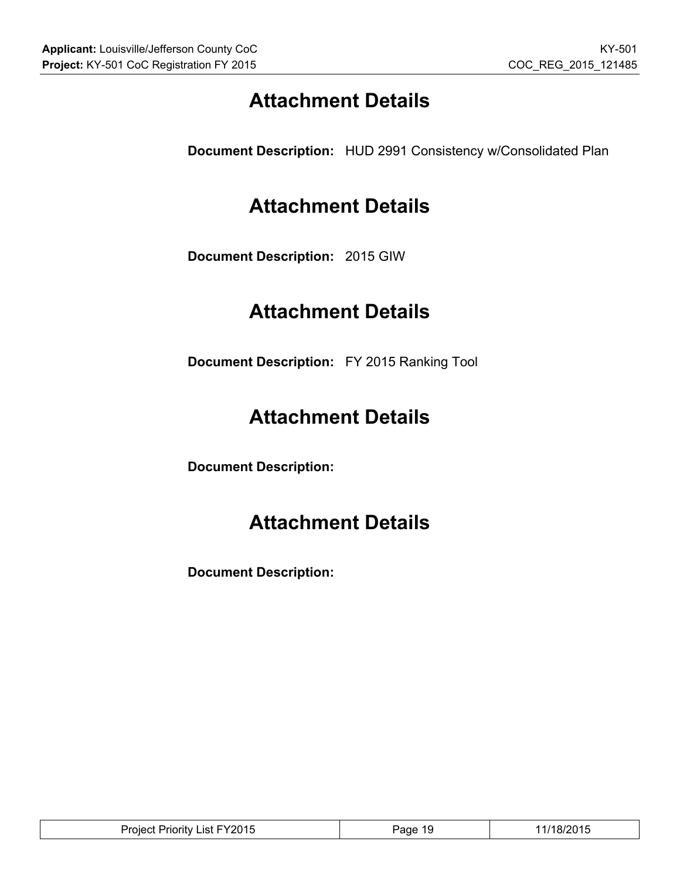## Attachment Details

**Document Description:** HUD 2991 Consistency w/Consolidated Plan

## Attachment Details

**Document Description:** 2015 GIW

## Attachment Details

**Document Description:** FY 2015 Ranking Tool

## Attachment Details

**Document Description:**

## Attachment Details

**Document Description:**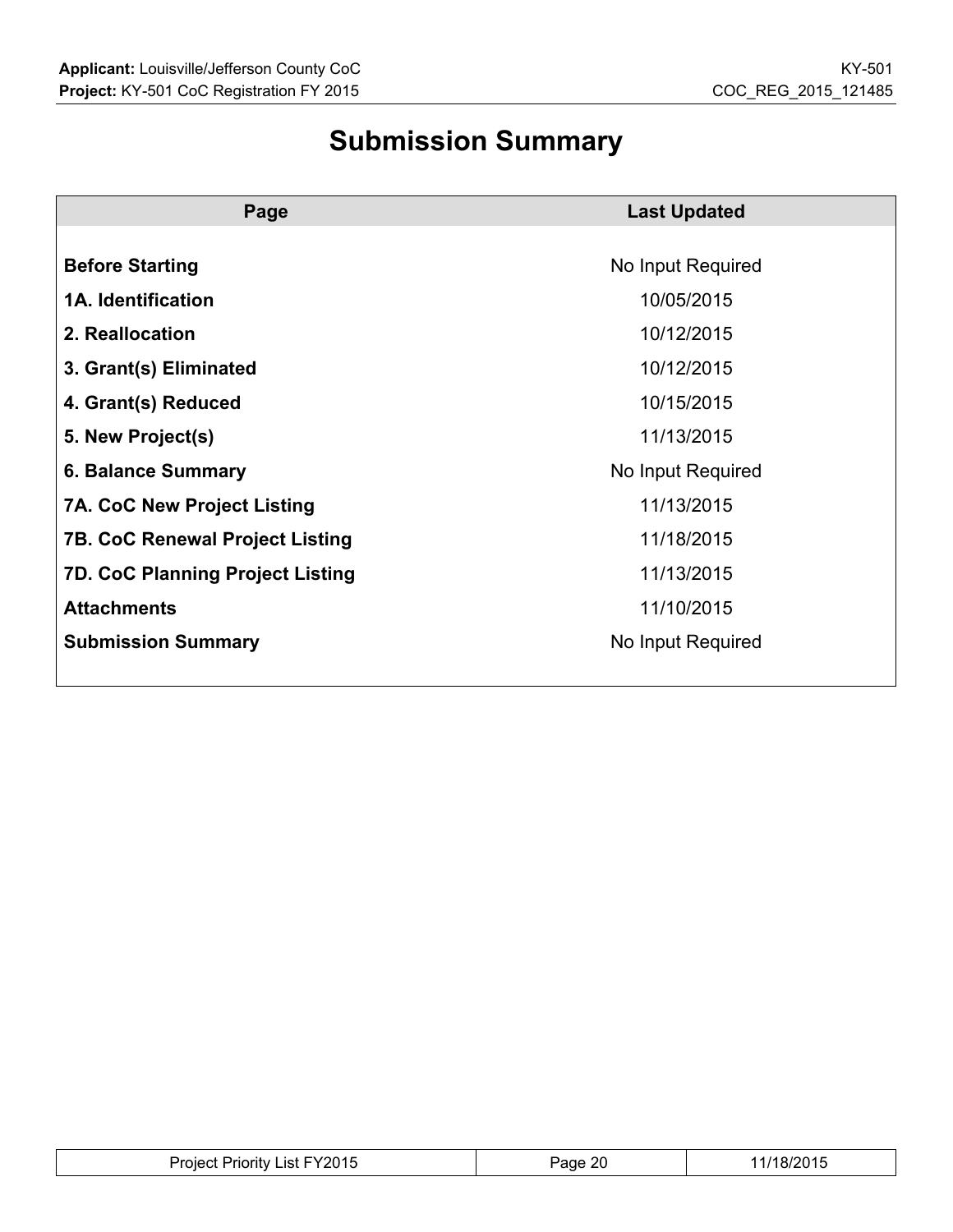# Submission Summary

| Page | Last Updated |
| --- | --- |
| **Before Starting** | No Input Required |
| **1A. Identification** | 10/05/2015 |
| **2. Reallocation** | 10/12/2015 |
| **3. Grant(s) Eliminated** | 10/12/2015 |
| **4. Grant(s) Reduced** | 10/15/2015 |
| **5. New Project(s)** | 11/13/2015 |
| **6. Balance Summary** | No Input Required |
| **7A. CoC New Project Listing** | 11/13/2015 |
| **7B. CoC Renewal Project Listing** | 11/18/2015 |
| **7D. CoC Planning Project Listing** | 11/13/2015 |
| **Attachments** | 11/10/2015 |
| **Submission Summary** | No Input Required |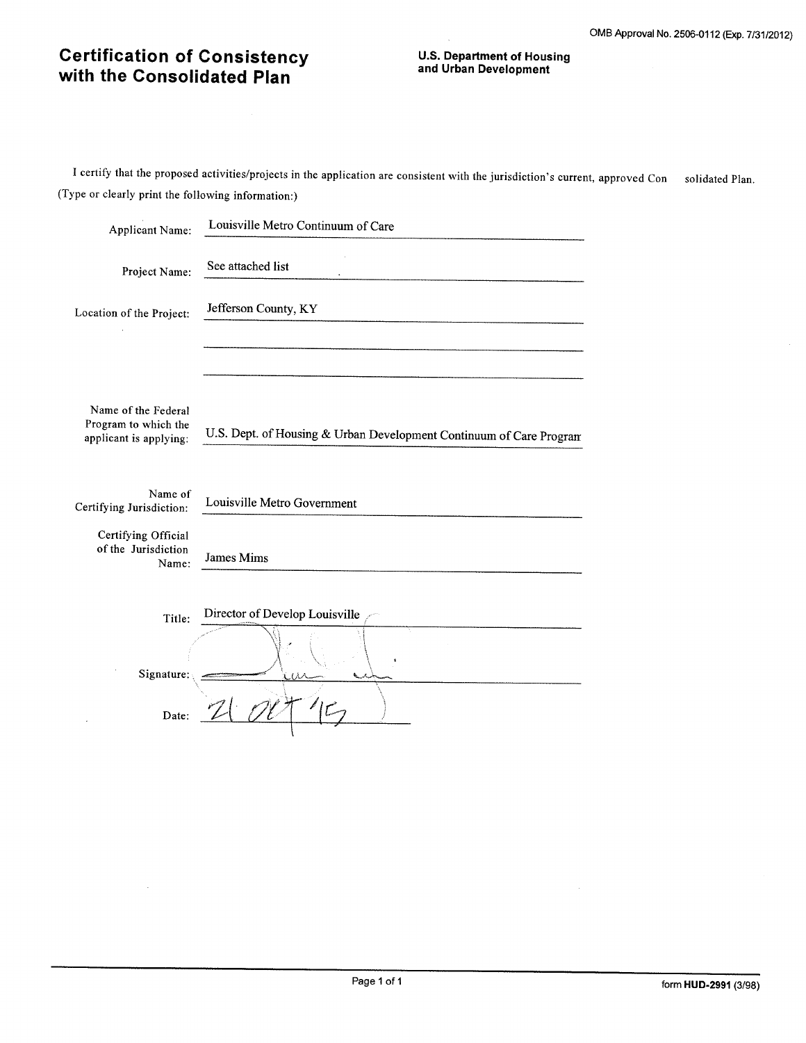OMB Approval No. 2506-0112 (Exp. 7/31/2012)

# Certification of Consistency with the Consolidated Plan

**U.S. Department of Housing and Urban Development**

I certify that the proposed activities/projects in the application are consistent with the jurisdiction's current, approved Con solidated Plan.
(Type or clearly print the following information:)

Applicant Name: Louisville Metro Continuum of Care

Project Name: See attached list

Location of the Project: Jefferson County, KY

Name of the Federal Program to which the applicant is applying: U.S. Dept. of Housing & Urban Development Continuum of Care Program

Name of Certifying Jurisdiction: Louisville Metro Government

Certifying Official of the Jurisdiction Name: James Mims

Title: Director of Develop Louisville

Signature: [signature]

Date: 21 OCT '15

form **HUD-2991** (3/98)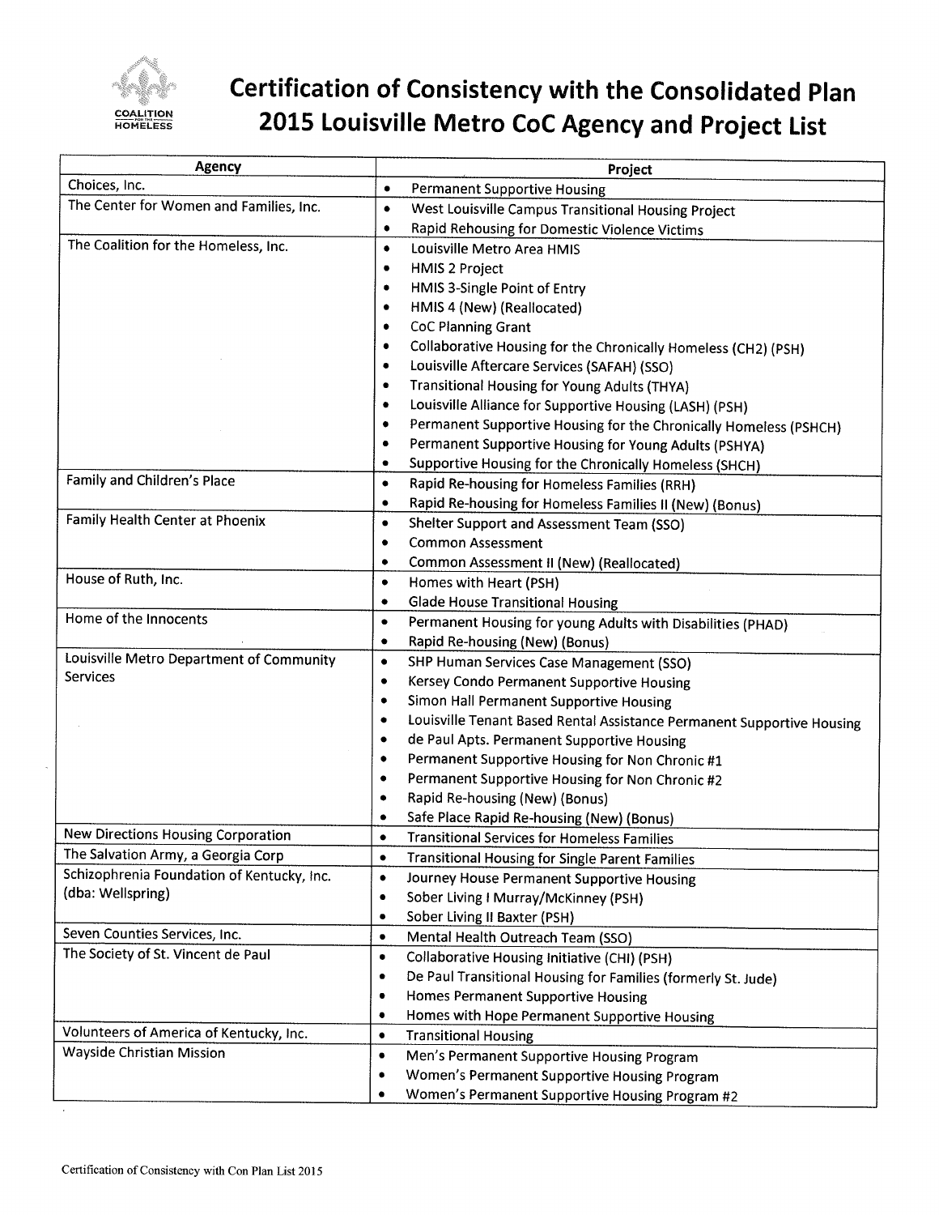# Certification of Consistency with the Consolidated Plan
# 2015 Louisville Metro CoC Agency and Project List

| Agency | Project |
|---|---|
| Choices, Inc. | • Permanent Supportive Housing |
| The Center for Women and Families, Inc. | • West Louisville Campus Transitional Housing Project<br>• Rapid Rehousing for Domestic Violence Victims |
| The Coalition for the Homeless, Inc. | • Louisville Metro Area HMIS<br>• HMIS 2 Project<br>• HMIS 3-Single Point of Entry<br>• HMIS 4 (New) (Reallocated)<br>• CoC Planning Grant<br>• Collaborative Housing for the Chronically Homeless (CH2) (PSH)<br>• Louisville Aftercare Services (SAFAH) (SSO)<br>• Transitional Housing for Young Adults (THYA)<br>• Louisville Alliance for Supportive Housing (LASH) (PSH)<br>• Permanent Supportive Housing for the Chronically Homeless (PSHCH)<br>• Permanent Supportive Housing for Young Adults (PSHYA)<br>• Supportive Housing for the Chronically Homeless (SHCH) |
| Family and Children's Place | • Rapid Re-housing for Homeless Families (RRH)<br>• Rapid Re-housing for Homeless Families II (New) (Bonus) |
| Family Health Center at Phoenix | • Shelter Support and Assessment Team (SSO)<br>• Common Assessment<br>• Common Assessment II (New) (Reallocated) |
| House of Ruth, Inc. | • Homes with Heart (PSH)<br>• Glade House Transitional Housing |
| Home of the Innocents | • Permanent Housing for young Adults with Disabilities (PHAD)<br>• Rapid Re-housing (New) (Bonus) |
| Louisville Metro Department of Community Services | • SHP Human Services Case Management (SSO)<br>• Kersey Condo Permanent Supportive Housing<br>• Simon Hall Permanent Supportive Housing<br>• Louisville Tenant Based Rental Assistance Permanent Supportive Housing<br>• de Paul Apts. Permanent Supportive Housing<br>• Permanent Supportive Housing for Non Chronic #1<br>• Permanent Supportive Housing for Non Chronic #2<br>• Rapid Re-housing (New) (Bonus)<br>• Safe Place Rapid Re-housing (New) (Bonus) |
| New Directions Housing Corporation | • Transitional Services for Homeless Families |
| The Salvation Army, a Georgia Corp | • Transitional Housing for Single Parent Families |
| Schizophrenia Foundation of Kentucky, Inc. (dba: Wellspring) | • Journey House Permanent Supportive Housing<br>• Sober Living I Murray/McKinney (PSH)<br>• Sober Living II Baxter (PSH) |
| Seven Counties Services, Inc. | • Mental Health Outreach Team (SSO) |
| The Society of St. Vincent de Paul | • Collaborative Housing Initiative (CHI) (PSH)<br>• De Paul Transitional Housing for Families (formerly St. Jude)<br>• Homes Permanent Supportive Housing<br>• Homes with Hope Permanent Supportive Housing |
| Volunteers of America of Kentucky, Inc. | • Transitional Housing |
| Wayside Christian Mission | • Men's Permanent Supportive Housing Program<br>• Women's Permanent Supportive Housing Program<br>• Women's Permanent Supportive Housing Program #2 |